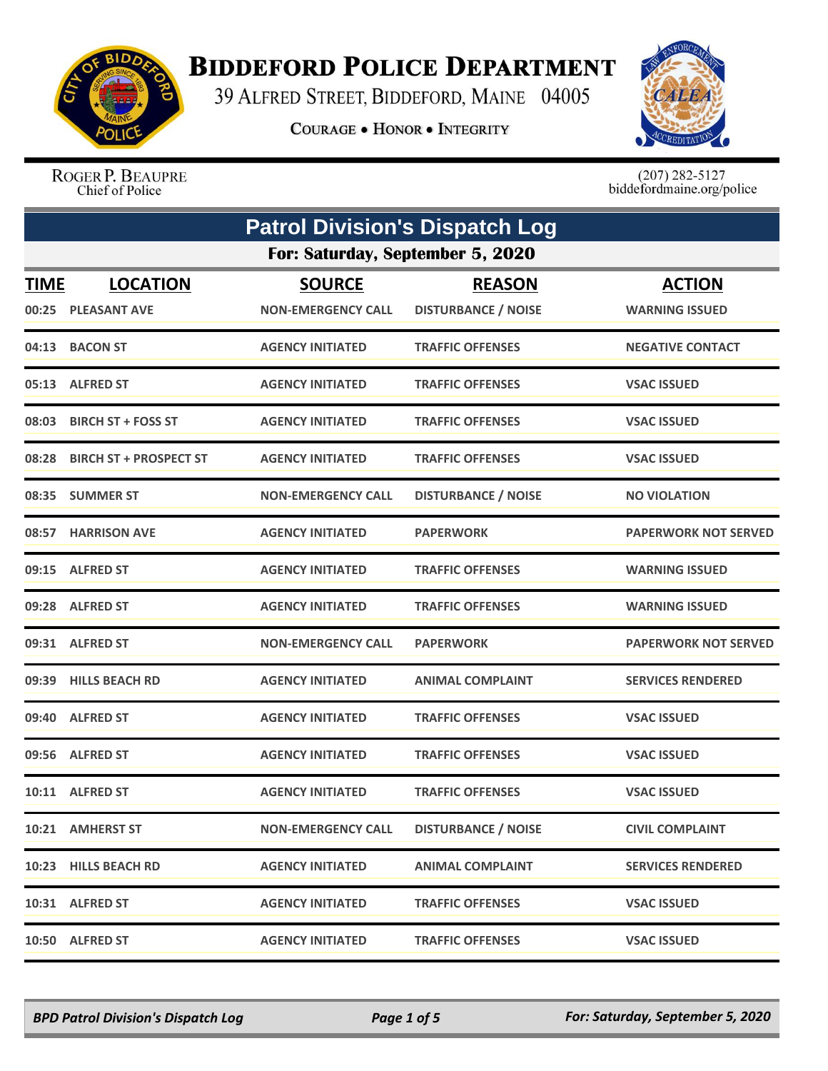# BIDDEFORD POLICE DEPARTMENT

39 ALFRED STREET, BIDDEFORD, MAINE 04005

COURAGE • HONOR • INTEGRITY

ROGER P. BEAUPRE
Chief of Police

(207) 282-5127
biddefordmaine.org/police

## Patrol Division's Dispatch Log

### For: Saturday, September 5, 2020

| TIME | LOCATION | SOURCE | REASON | ACTION |
|---|---|---|---|---|
| 00:25 | PLEASANT AVE | NON-EMERGENCY CALL | DISTURBANCE / NOISE | WARNING ISSUED |
| 04:13 | BACON ST | AGENCY INITIATED | TRAFFIC OFFENSES | NEGATIVE CONTACT |
| 05:13 | ALFRED ST | AGENCY INITIATED | TRAFFIC OFFENSES | VSAC ISSUED |
| 08:03 | BIRCH ST + FOSS ST | AGENCY INITIATED | TRAFFIC OFFENSES | VSAC ISSUED |
| 08:28 | BIRCH ST + PROSPECT ST | AGENCY INITIATED | TRAFFIC OFFENSES | VSAC ISSUED |
| 08:35 | SUMMER ST | NON-EMERGENCY CALL | DISTURBANCE / NOISE | NO VIOLATION |
| 08:57 | HARRISON AVE | AGENCY INITIATED | PAPERWORK | PAPERWORK NOT SERVED |
| 09:15 | ALFRED ST | AGENCY INITIATED | TRAFFIC OFFENSES | WARNING ISSUED |
| 09:28 | ALFRED ST | AGENCY INITIATED | TRAFFIC OFFENSES | WARNING ISSUED |
| 09:31 | ALFRED ST | NON-EMERGENCY CALL | PAPERWORK | PAPERWORK NOT SERVED |
| 09:39 | HILLS BEACH RD | AGENCY INITIATED | ANIMAL COMPLAINT | SERVICES RENDERED |
| 09:40 | ALFRED ST | AGENCY INITIATED | TRAFFIC OFFENSES | VSAC ISSUED |
| 09:56 | ALFRED ST | AGENCY INITIATED | TRAFFIC OFFENSES | VSAC ISSUED |
| 10:11 | ALFRED ST | AGENCY INITIATED | TRAFFIC OFFENSES | VSAC ISSUED |
| 10:21 | AMHERST ST | NON-EMERGENCY CALL | DISTURBANCE / NOISE | CIVIL COMPLAINT |
| 10:23 | HILLS BEACH RD | AGENCY INITIATED | ANIMAL COMPLAINT | SERVICES RENDERED |
| 10:31 | ALFRED ST | AGENCY INITIATED | TRAFFIC OFFENSES | VSAC ISSUED |
| 10:50 | ALFRED ST | AGENCY INITIATED | TRAFFIC OFFENSES | VSAC ISSUED |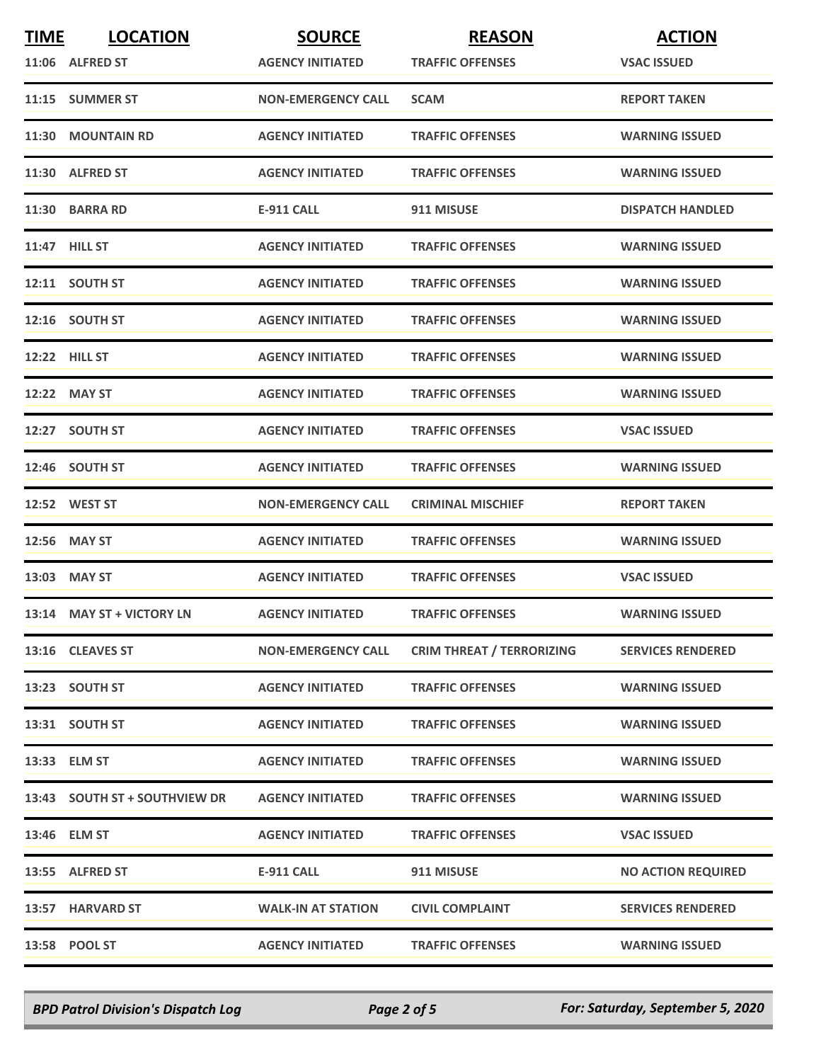| TIME | LOCATION | SOURCE | REASON | ACTION |
|---|---|---|---|---|
| 11:06 | ALFRED ST | AGENCY INITIATED | TRAFFIC OFFENSES | VSAC ISSUED |
| 11:15 | SUMMER ST | NON-EMERGENCY CALL | SCAM | REPORT TAKEN |
| 11:30 | MOUNTAIN RD | AGENCY INITIATED | TRAFFIC OFFENSES | WARNING ISSUED |
| 11:30 | ALFRED ST | AGENCY INITIATED | TRAFFIC OFFENSES | WARNING ISSUED |
| 11:30 | BARRA RD | E-911 CALL | 911 MISUSE | DISPATCH HANDLED |
| 11:47 | HILL ST | AGENCY INITIATED | TRAFFIC OFFENSES | WARNING ISSUED |
| 12:11 | SOUTH ST | AGENCY INITIATED | TRAFFIC OFFENSES | WARNING ISSUED |
| 12:16 | SOUTH ST | AGENCY INITIATED | TRAFFIC OFFENSES | WARNING ISSUED |
| 12:22 | HILL ST | AGENCY INITIATED | TRAFFIC OFFENSES | WARNING ISSUED |
| 12:22 | MAY ST | AGENCY INITIATED | TRAFFIC OFFENSES | WARNING ISSUED |
| 12:27 | SOUTH ST | AGENCY INITIATED | TRAFFIC OFFENSES | VSAC ISSUED |
| 12:46 | SOUTH ST | AGENCY INITIATED | TRAFFIC OFFENSES | WARNING ISSUED |
| 12:52 | WEST ST | NON-EMERGENCY CALL | CRIMINAL MISCHIEF | REPORT TAKEN |
| 12:56 | MAY ST | AGENCY INITIATED | TRAFFIC OFFENSES | WARNING ISSUED |
| 13:03 | MAY ST | AGENCY INITIATED | TRAFFIC OFFENSES | VSAC ISSUED |
| 13:14 | MAY ST + VICTORY LN | AGENCY INITIATED | TRAFFIC OFFENSES | WARNING ISSUED |
| 13:16 | CLEAVES ST | NON-EMERGENCY CALL | CRIM THREAT / TERRORIZING | SERVICES RENDERED |
| 13:23 | SOUTH ST | AGENCY INITIATED | TRAFFIC OFFENSES | WARNING ISSUED |
| 13:31 | SOUTH ST | AGENCY INITIATED | TRAFFIC OFFENSES | WARNING ISSUED |
| 13:33 | ELM ST | AGENCY INITIATED | TRAFFIC OFFENSES | WARNING ISSUED |
| 13:43 | SOUTH ST + SOUTHVIEW DR | AGENCY INITIATED | TRAFFIC OFFENSES | WARNING ISSUED |
| 13:46 | ELM ST | AGENCY INITIATED | TRAFFIC OFFENSES | VSAC ISSUED |
| 13:55 | ALFRED ST | E-911 CALL | 911 MISUSE | NO ACTION REQUIRED |
| 13:57 | HARVARD ST | WALK-IN AT STATION | CIVIL COMPLAINT | SERVICES RENDERED |
| 13:58 | POOL ST | AGENCY INITIATED | TRAFFIC OFFENSES | WARNING ISSUED |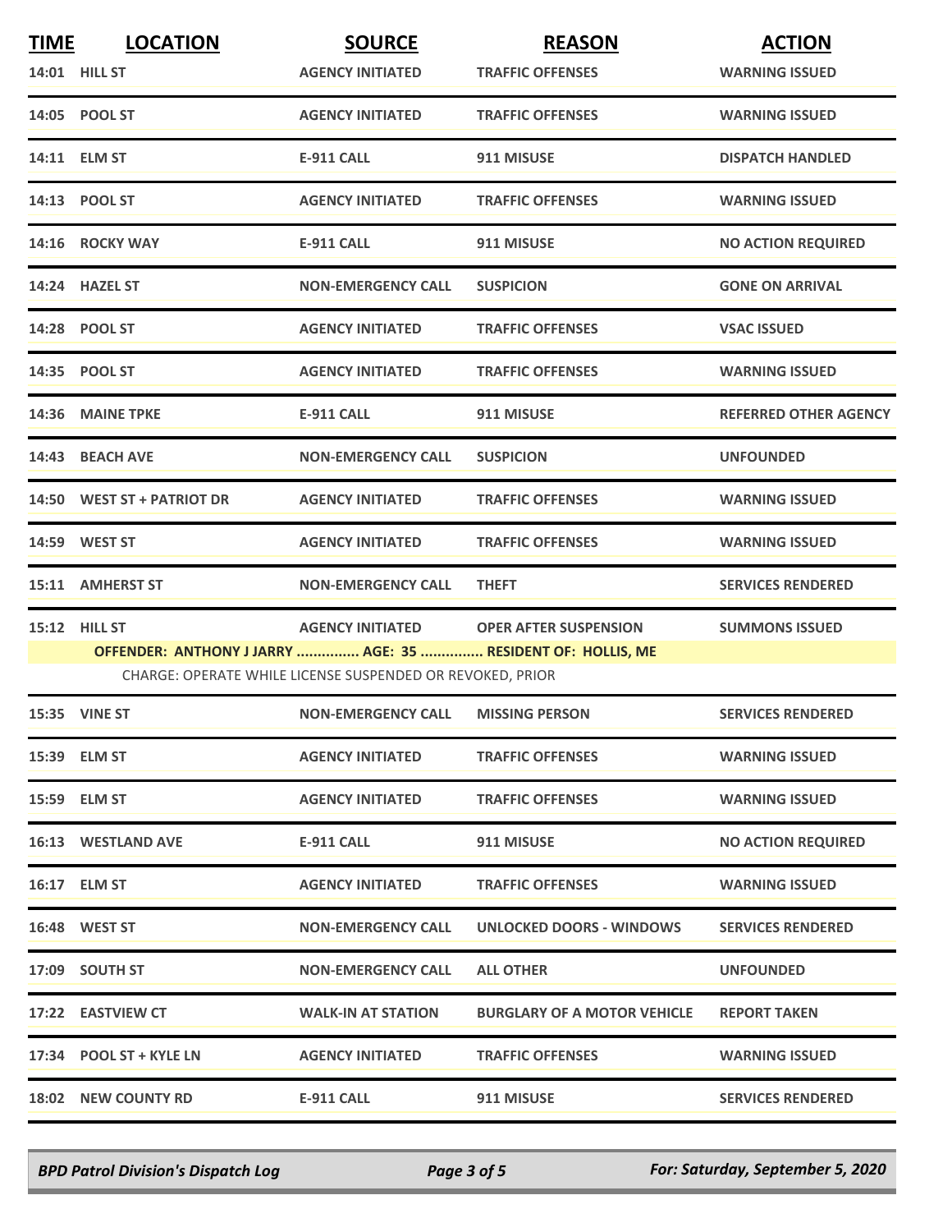| TIME | LOCATION | SOURCE | REASON | ACTION |
|---|---|---|---|---|
| 14:01 | HILL ST | AGENCY INITIATED | TRAFFIC OFFENSES | WARNING ISSUED |
| 14:05 | POOL ST | AGENCY INITIATED | TRAFFIC OFFENSES | WARNING ISSUED |
| 14:11 | ELM ST | E-911 CALL | 911 MISUSE | DISPATCH HANDLED |
| 14:13 | POOL ST | AGENCY INITIATED | TRAFFIC OFFENSES | WARNING ISSUED |
| 14:16 | ROCKY WAY | E-911 CALL | 911 MISUSE | NO ACTION REQUIRED |
| 14:24 | HAZEL ST | NON-EMERGENCY CALL | SUSPICION | GONE ON ARRIVAL |
| 14:28 | POOL ST | AGENCY INITIATED | TRAFFIC OFFENSES | VSAC ISSUED |
| 14:35 | POOL ST | AGENCY INITIATED | TRAFFIC OFFENSES | WARNING ISSUED |
| 14:36 | MAINE TPKE | E-911 CALL | 911 MISUSE | REFERRED OTHER AGENCY |
| 14:43 | BEACH AVE | NON-EMERGENCY CALL | SUSPICION | UNFOUNDED |
| 14:50 | WEST ST + PATRIOT DR | AGENCY INITIATED | TRAFFIC OFFENSES | WARNING ISSUED |
| 14:59 | WEST ST | AGENCY INITIATED | TRAFFIC OFFENSES | WARNING ISSUED |
| 15:11 | AMHERST ST | NON-EMERGENCY CALL | THEFT | SERVICES RENDERED |
| 15:12 | HILL ST | AGENCY INITIATED | OPER AFTER SUSPENSION | SUMMONS ISSUED |
| | **OFFENDER: ANTHONY J JARRY ............... AGE: 35 ............... RESIDENT OF: HOLLIS, ME** | | | |
| | CHARGE: OPERATE WHILE LICENSE SUSPENDED OR REVOKED, PRIOR | | | |
| 15:35 | VINE ST | NON-EMERGENCY CALL | MISSING PERSON | SERVICES RENDERED |
| 15:39 | ELM ST | AGENCY INITIATED | TRAFFIC OFFENSES | WARNING ISSUED |
| 15:59 | ELM ST | AGENCY INITIATED | TRAFFIC OFFENSES | WARNING ISSUED |
| 16:13 | WESTLAND AVE | E-911 CALL | 911 MISUSE | NO ACTION REQUIRED |
| 16:17 | ELM ST | AGENCY INITIATED | TRAFFIC OFFENSES | WARNING ISSUED |
| 16:48 | WEST ST | NON-EMERGENCY CALL | UNLOCKED DOORS - WINDOWS | SERVICES RENDERED |
| 17:09 | SOUTH ST | NON-EMERGENCY CALL | ALL OTHER | UNFOUNDED |
| 17:22 | EASTVIEW CT | WALK-IN AT STATION | BURGLARY OF A MOTOR VEHICLE | REPORT TAKEN |
| 17:34 | POOL ST + KYLE LN | AGENCY INITIATED | TRAFFIC OFFENSES | WARNING ISSUED |
| 18:02 | NEW COUNTY RD | E-911 CALL | 911 MISUSE | SERVICES RENDERED |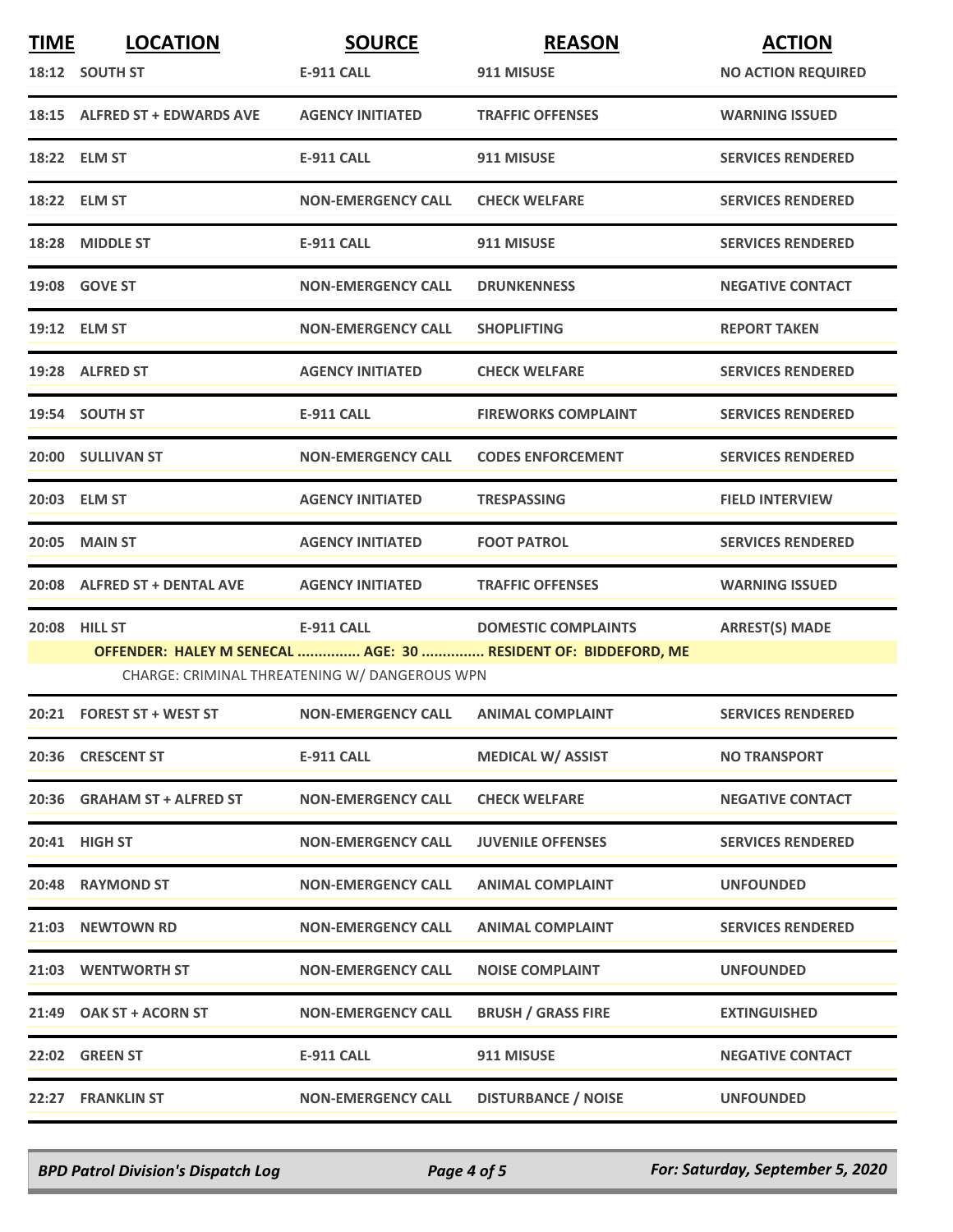| TIME | LOCATION | SOURCE | REASON | ACTION |
|---|---|---|---|---|
| 18:12 | SOUTH ST | E-911 CALL | 911 MISUSE | NO ACTION REQUIRED |
| 18:15 | ALFRED ST + EDWARDS AVE | AGENCY INITIATED | TRAFFIC OFFENSES | WARNING ISSUED |
| 18:22 | ELM ST | E-911 CALL | 911 MISUSE | SERVICES RENDERED |
| 18:22 | ELM ST | NON-EMERGENCY CALL | CHECK WELFARE | SERVICES RENDERED |
| 18:28 | MIDDLE ST | E-911 CALL | 911 MISUSE | SERVICES RENDERED |
| 19:08 | GOVE ST | NON-EMERGENCY CALL | DRUNKENNESS | NEGATIVE CONTACT |
| 19:12 | ELM ST | NON-EMERGENCY CALL | SHOPLIFTING | REPORT TAKEN |
| 19:28 | ALFRED ST | AGENCY INITIATED | CHECK WELFARE | SERVICES RENDERED |
| 19:54 | SOUTH ST | E-911 CALL | FIREWORKS COMPLAINT | SERVICES RENDERED |
| 20:00 | SULLIVAN ST | NON-EMERGENCY CALL | CODES ENFORCEMENT | SERVICES RENDERED |
| 20:03 | ELM ST | AGENCY INITIATED | TRESPASSING | FIELD INTERVIEW |
| 20:05 | MAIN ST | AGENCY INITIATED | FOOT PATROL | SERVICES RENDERED |
| 20:08 | ALFRED ST + DENTAL AVE | AGENCY INITIATED | TRAFFIC OFFENSES | WARNING ISSUED |
| 20:08 | HILL ST | E-911 CALL | DOMESTIC COMPLAINTS | ARREST(S) MADE |
| | OFFENDER: HALEY M SENECAL ............... AGE: 30 ............... RESIDENT OF: BIDDEFORD, ME | | | |
| | CHARGE: CRIMINAL THREATENING W/ DANGEROUS WPN | | | |
| 20:21 | FOREST ST + WEST ST | NON-EMERGENCY CALL | ANIMAL COMPLAINT | SERVICES RENDERED |
| 20:36 | CRESCENT ST | E-911 CALL | MEDICAL W/ ASSIST | NO TRANSPORT |
| 20:36 | GRAHAM ST + ALFRED ST | NON-EMERGENCY CALL | CHECK WELFARE | NEGATIVE CONTACT |
| 20:41 | HIGH ST | NON-EMERGENCY CALL | JUVENILE OFFENSES | SERVICES RENDERED |
| 20:48 | RAYMOND ST | NON-EMERGENCY CALL | ANIMAL COMPLAINT | UNFOUNDED |
| 21:03 | NEWTOWN RD | NON-EMERGENCY CALL | ANIMAL COMPLAINT | SERVICES RENDERED |
| 21:03 | WENTWORTH ST | NON-EMERGENCY CALL | NOISE COMPLAINT | UNFOUNDED |
| 21:49 | OAK ST + ACORN ST | NON-EMERGENCY CALL | BRUSH / GRASS FIRE | EXTINGUISHED |
| 22:02 | GREEN ST | E-911 CALL | 911 MISUSE | NEGATIVE CONTACT |
| 22:27 | FRANKLIN ST | NON-EMERGENCY CALL | DISTURBANCE / NOISE | UNFOUNDED |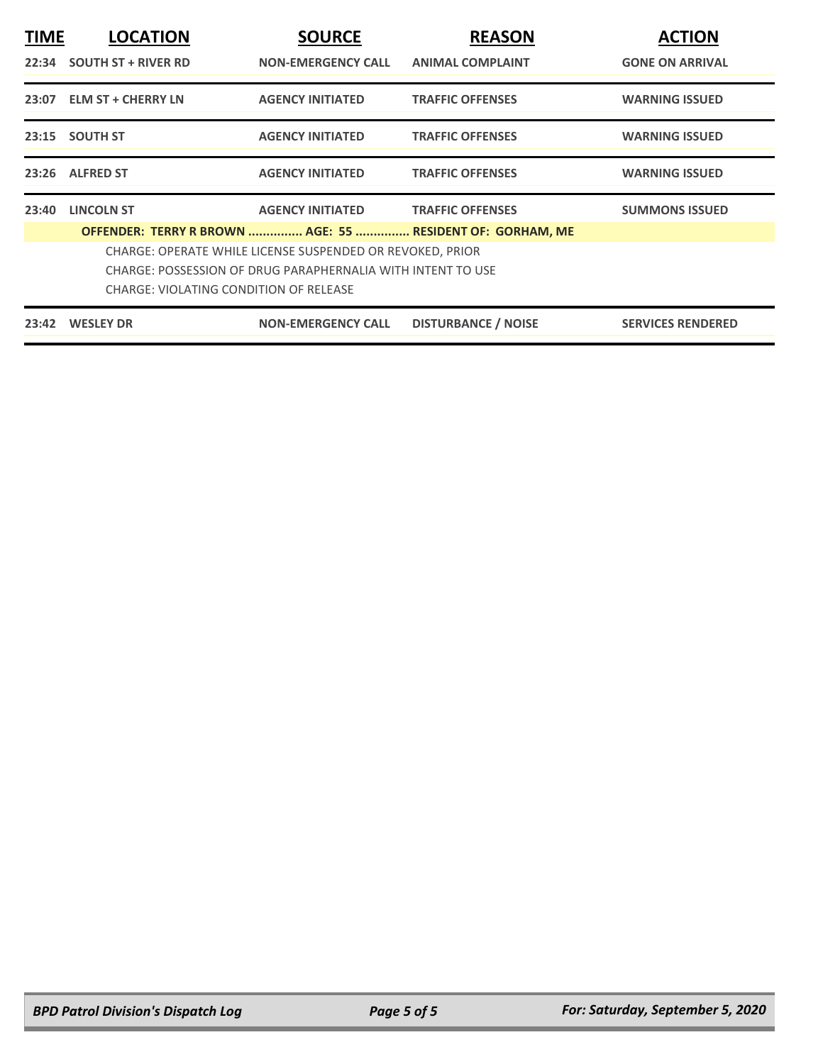| TIME | LOCATION | SOURCE | REASON | ACTION |
|---|---|---|---|---|
| 22:34 | SOUTH ST + RIVER RD | NON-EMERGENCY CALL | ANIMAL COMPLAINT | GONE ON ARRIVAL |
| 23:07 | ELM ST + CHERRY LN | AGENCY INITIATED | TRAFFIC OFFENSES | WARNING ISSUED |
| 23:15 | SOUTH ST | AGENCY INITIATED | TRAFFIC OFFENSES | WARNING ISSUED |
| 23:26 | ALFRED ST | AGENCY INITIATED | TRAFFIC OFFENSES | WARNING ISSUED |
| 23:40 | LINCOLN ST | AGENCY INITIATED | TRAFFIC OFFENSES | SUMMONS ISSUED |
| | OFFENDER: TERRY R BROWN ............... AGE: 55 ............... RESIDENT OF: GORHAM, ME | | | |
| | CHARGE: OPERATE WHILE LICENSE SUSPENDED OR REVOKED, PRIOR | | | |
| | CHARGE: POSSESSION OF DRUG PARAPHERNALIA WITH INTENT TO USE | | | |
| | CHARGE: VIOLATING CONDITION OF RELEASE | | | |
| 23:42 | WESLEY DR | NON-EMERGENCY CALL | DISTURBANCE / NOISE | SERVICES RENDERED |